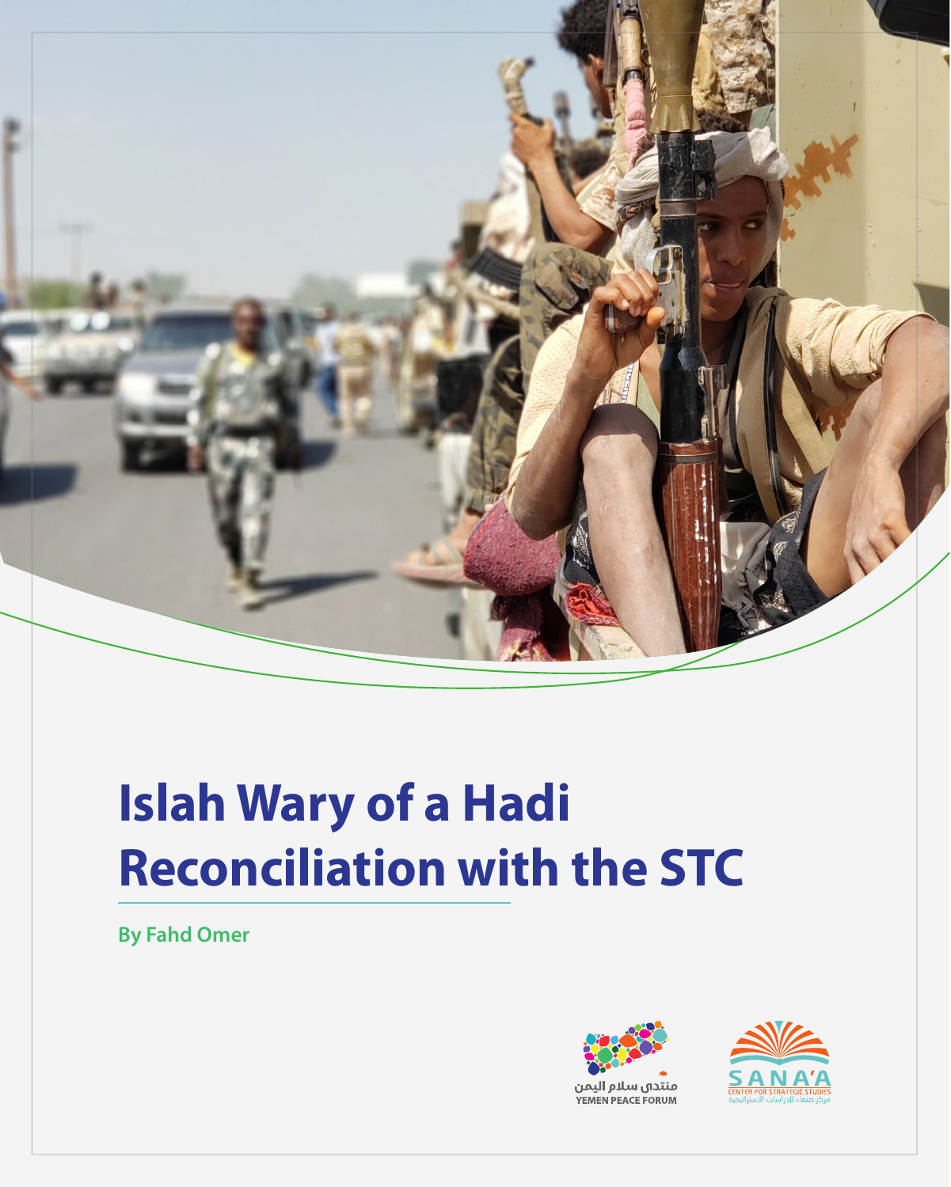# Islah Wary of a Hadi Reconciliation with the STC

**By Fahd Omer**

منتدى سلام اليمن
YEMEN PEACE FORUM

SANA'A
CENTER FOR STRATEGIC STUDIES
مركز صنعاء للدراسات الاستراتيجية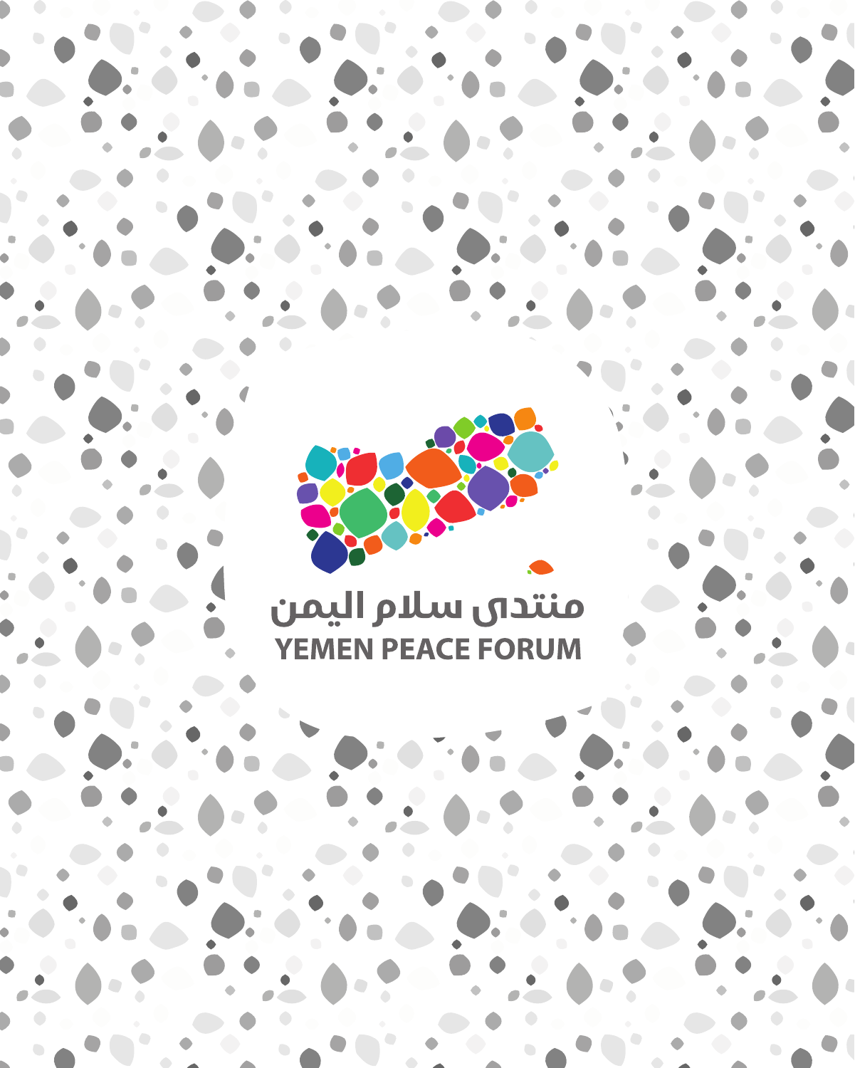منتدى سلام اليمن

YEMEN PEACE FORUM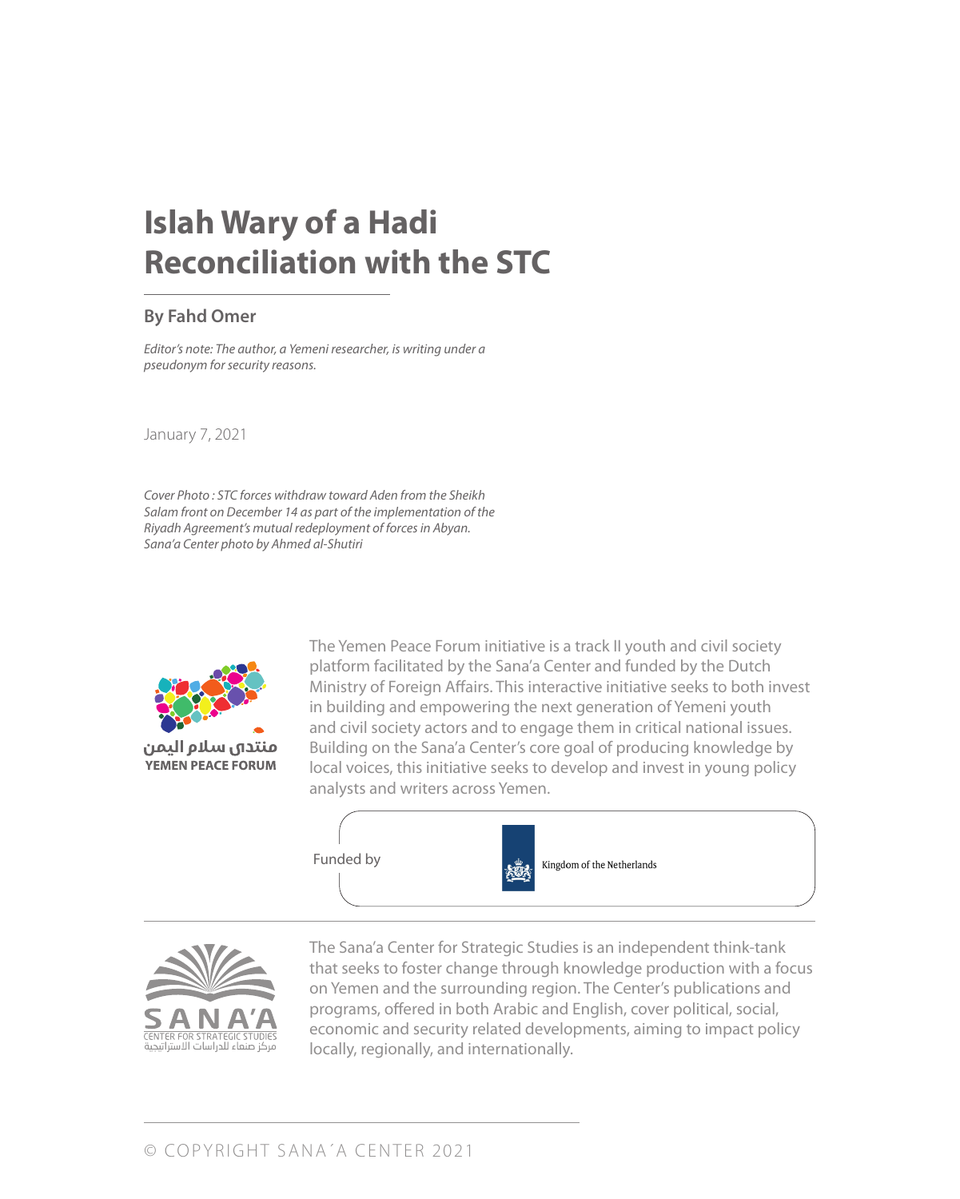# Islah Wary of a Hadi Reconciliation with the STC

## By Fahd Omer

*Editor's note: The author, a Yemeni researcher, is writing under a pseudonym for security reasons.*

January 7, 2021

*Cover Photo : STC forces withdraw toward Aden from the Sheikh Salam front on December 14 as part of the implementation of the Riyadh Agreement's mutual redeployment of forces in Abyan. Sana'a Center photo by Ahmed al-Shutiri*

منتدى سلام اليمن
YEMEN PEACE FORUM

The Yemen Peace Forum initiative is a track II youth and civil society platform facilitated by the Sana'a Center and funded by the Dutch Ministry of Foreign Affairs. This interactive initiative seeks to both invest in building and empowering the next generation of Yemeni youth and civil society actors and to engage them in critical national issues. Building on the Sana'a Center's core goal of producing knowledge by local voices, this initiative seeks to develop and invest in young policy analysts and writers across Yemen.

Funded by Kingdom of the Netherlands

SANA'A
CENTER FOR STRATEGIC STUDIES
مركز صنعاء للدراسات الاستراتيجية

The Sana'a Center for Strategic Studies is an independent think-tank that seeks to foster change through knowledge production with a focus on Yemen and the surrounding region. The Center's publications and programs, offered in both Arabic and English, cover political, social, economic and security related developments, aiming to impact policy locally, regionally, and internationally.

© COPYRIGHT SANA´A CENTER 2021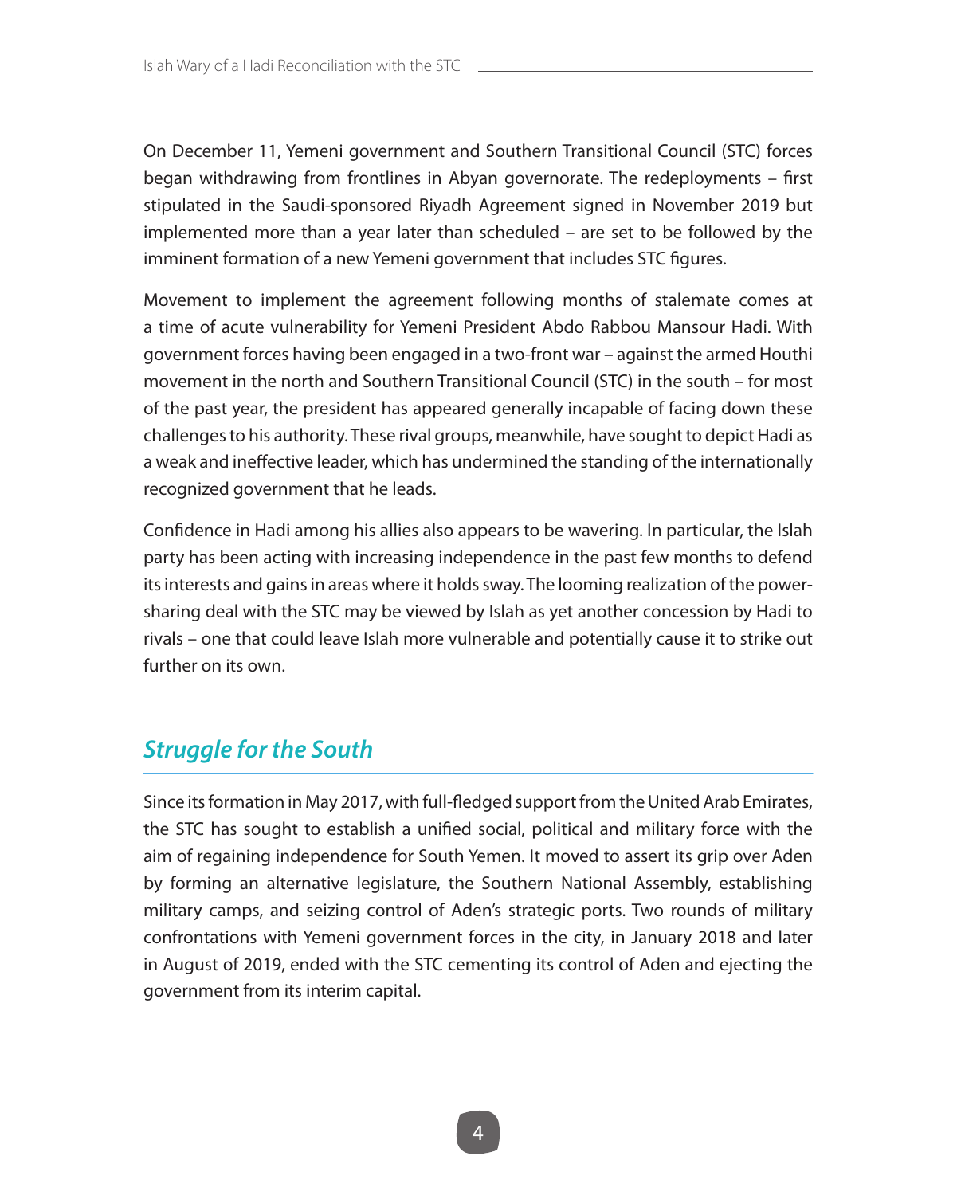On December 11, Yemeni government and Southern Transitional Council (STC) forces began withdrawing from frontlines in Abyan governorate. The redeployments – first stipulated in the Saudi-sponsored Riyadh Agreement signed in November 2019 but implemented more than a year later than scheduled – are set to be followed by the imminent formation of a new Yemeni government that includes STC figures.

Movement to implement the agreement following months of stalemate comes at a time of acute vulnerability for Yemeni President Abdo Rabbou Mansour Hadi. With government forces having been engaged in a two-front war – against the armed Houthi movement in the north and Southern Transitional Council (STC) in the south – for most of the past year, the president has appeared generally incapable of facing down these challenges to his authority. These rival groups, meanwhile, have sought to depict Hadi as a weak and ineffective leader, which has undermined the standing of the internationally recognized government that he leads.

Confidence in Hadi among his allies also appears to be wavering. In particular, the Islah party has been acting with increasing independence in the past few months to defend its interests and gains in areas where it holds sway. The looming realization of the power-sharing deal with the STC may be viewed by Islah as yet another concession by Hadi to rivals – one that could leave Islah more vulnerable and potentially cause it to strike out further on its own.

## *Struggle for the South*

Since its formation in May 2017, with full-fledged support from the United Arab Emirates, the STC has sought to establish a unified social, political and military force with the aim of regaining independence for South Yemen. It moved to assert its grip over Aden by forming an alternative legislature, the Southern National Assembly, establishing military camps, and seizing control of Aden's strategic ports. Two rounds of military confrontations with Yemeni government forces in the city, in January 2018 and later in August of 2019, ended with the STC cementing its control of Aden and ejecting the government from its interim capital.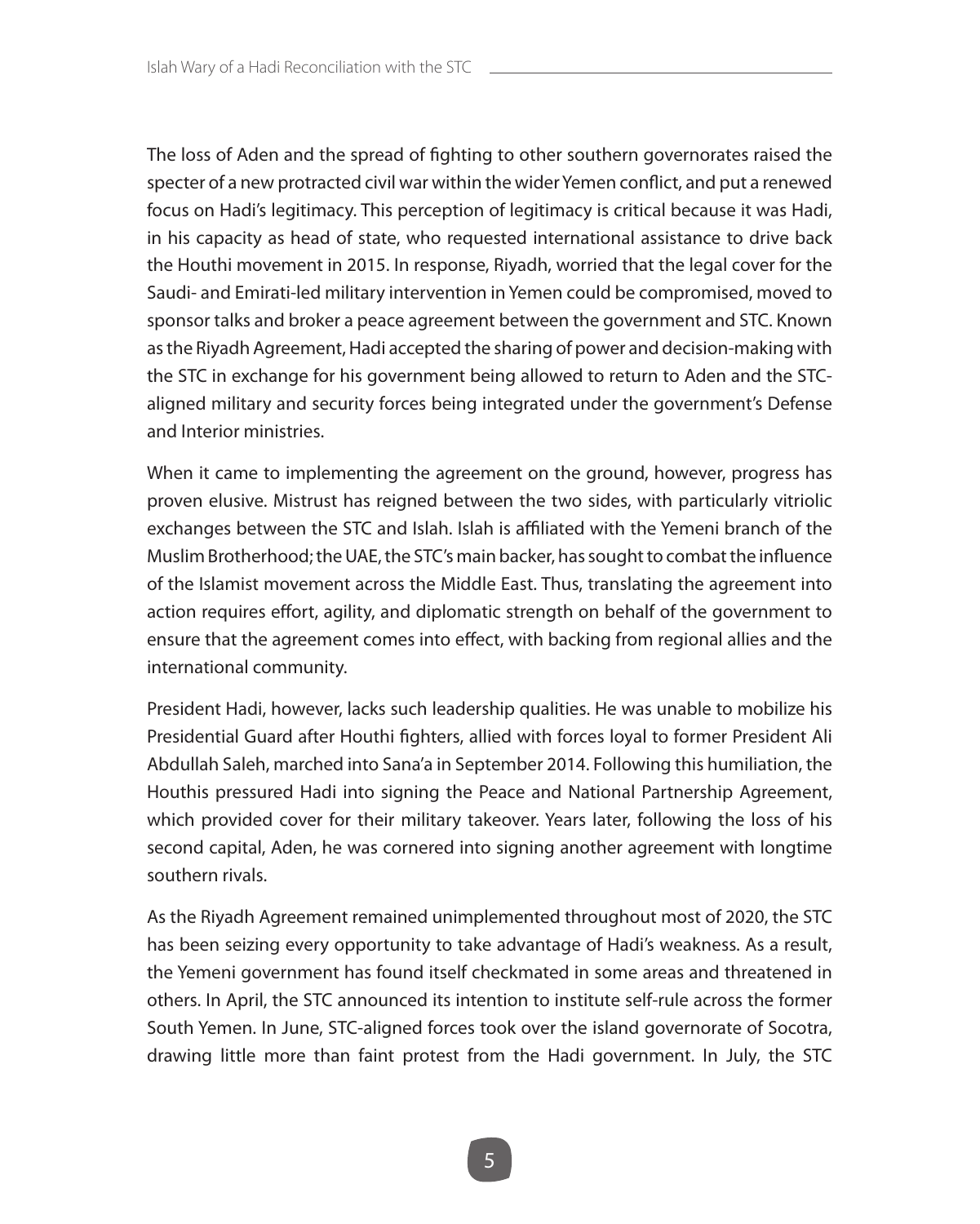The loss of Aden and the spread of fighting to other southern governorates raised the specter of a new protracted civil war within the wider Yemen conflict, and put a renewed focus on Hadi's legitimacy. This perception of legitimacy is critical because it was Hadi, in his capacity as head of state, who requested international assistance to drive back the Houthi movement in 2015. In response, Riyadh, worried that the legal cover for the Saudi- and Emirati-led military intervention in Yemen could be compromised, moved to sponsor talks and broker a peace agreement between the government and STC. Known as the Riyadh Agreement, Hadi accepted the sharing of power and decision-making with the STC in exchange for his government being allowed to return to Aden and the STC-aligned military and security forces being integrated under the government's Defense and Interior ministries.

When it came to implementing the agreement on the ground, however, progress has proven elusive. Mistrust has reigned between the two sides, with particularly vitriolic exchanges between the STC and Islah. Islah is affiliated with the Yemeni branch of the Muslim Brotherhood; the UAE, the STC's main backer, has sought to combat the influence of the Islamist movement across the Middle East. Thus, translating the agreement into action requires effort, agility, and diplomatic strength on behalf of the government to ensure that the agreement comes into effect, with backing from regional allies and the international community.

President Hadi, however, lacks such leadership qualities. He was unable to mobilize his Presidential Guard after Houthi fighters, allied with forces loyal to former President Ali Abdullah Saleh, marched into Sana'a in September 2014. Following this humiliation, the Houthis pressured Hadi into signing the Peace and National Partnership Agreement, which provided cover for their military takeover. Years later, following the loss of his second capital, Aden, he was cornered into signing another agreement with longtime southern rivals.

As the Riyadh Agreement remained unimplemented throughout most of 2020, the STC has been seizing every opportunity to take advantage of Hadi's weakness. As a result, the Yemeni government has found itself checkmated in some areas and threatened in others. In April, the STC announced its intention to institute self-rule across the former South Yemen. In June, STC-aligned forces took over the island governorate of Socotra, drawing little more than faint protest from the Hadi government. In July, the STC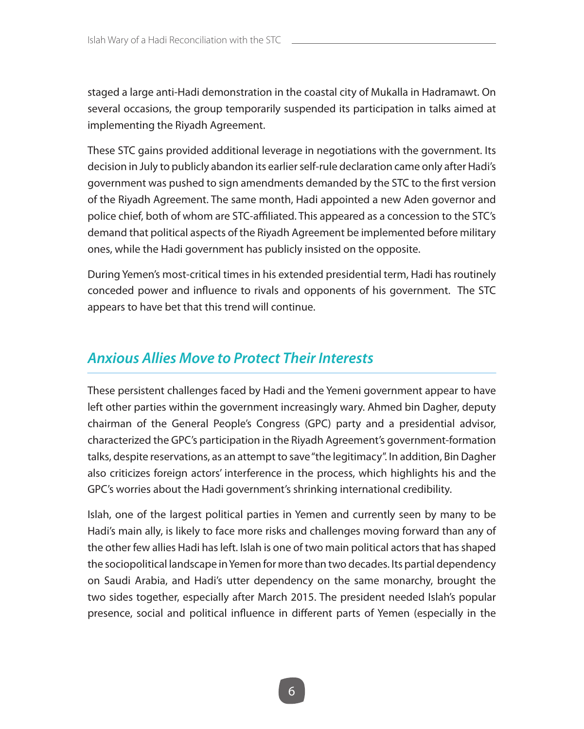staged a large anti-Hadi demonstration in the coastal city of Mukalla in Hadramawt. On several occasions, the group temporarily suspended its participation in talks aimed at implementing the Riyadh Agreement.

These STC gains provided additional leverage in negotiations with the government. Its decision in July to publicly abandon its earlier self-rule declaration came only after Hadi's government was pushed to sign amendments demanded by the STC to the first version of the Riyadh Agreement. The same month, Hadi appointed a new Aden governor and police chief, both of whom are STC-affiliated. This appeared as a concession to the STC's demand that political aspects of the Riyadh Agreement be implemented before military ones, while the Hadi government has publicly insisted on the opposite.

During Yemen's most-critical times in his extended presidential term, Hadi has routinely conceded power and influence to rivals and opponents of his government. The STC appears to have bet that this trend will continue.

## *Anxious Allies Move to Protect Their Interests*

These persistent challenges faced by Hadi and the Yemeni government appear to have left other parties within the government increasingly wary. Ahmed bin Dagher, deputy chairman of the General People's Congress (GPC) party and a presidential advisor, characterized the GPC's participation in the Riyadh Agreement's government-formation talks, despite reservations, as an attempt to save "the legitimacy". In addition, Bin Dagher also criticizes foreign actors' interference in the process, which highlights his and the GPC's worries about the Hadi government's shrinking international credibility.

Islah, one of the largest political parties in Yemen and currently seen by many to be Hadi's main ally, is likely to face more risks and challenges moving forward than any of the other few allies Hadi has left. Islah is one of two main political actors that has shaped the sociopolitical landscape in Yemen for more than two decades. Its partial dependency on Saudi Arabia, and Hadi's utter dependency on the same monarchy, brought the two sides together, especially after March 2015. The president needed Islah's popular presence, social and political influence in different parts of Yemen (especially in the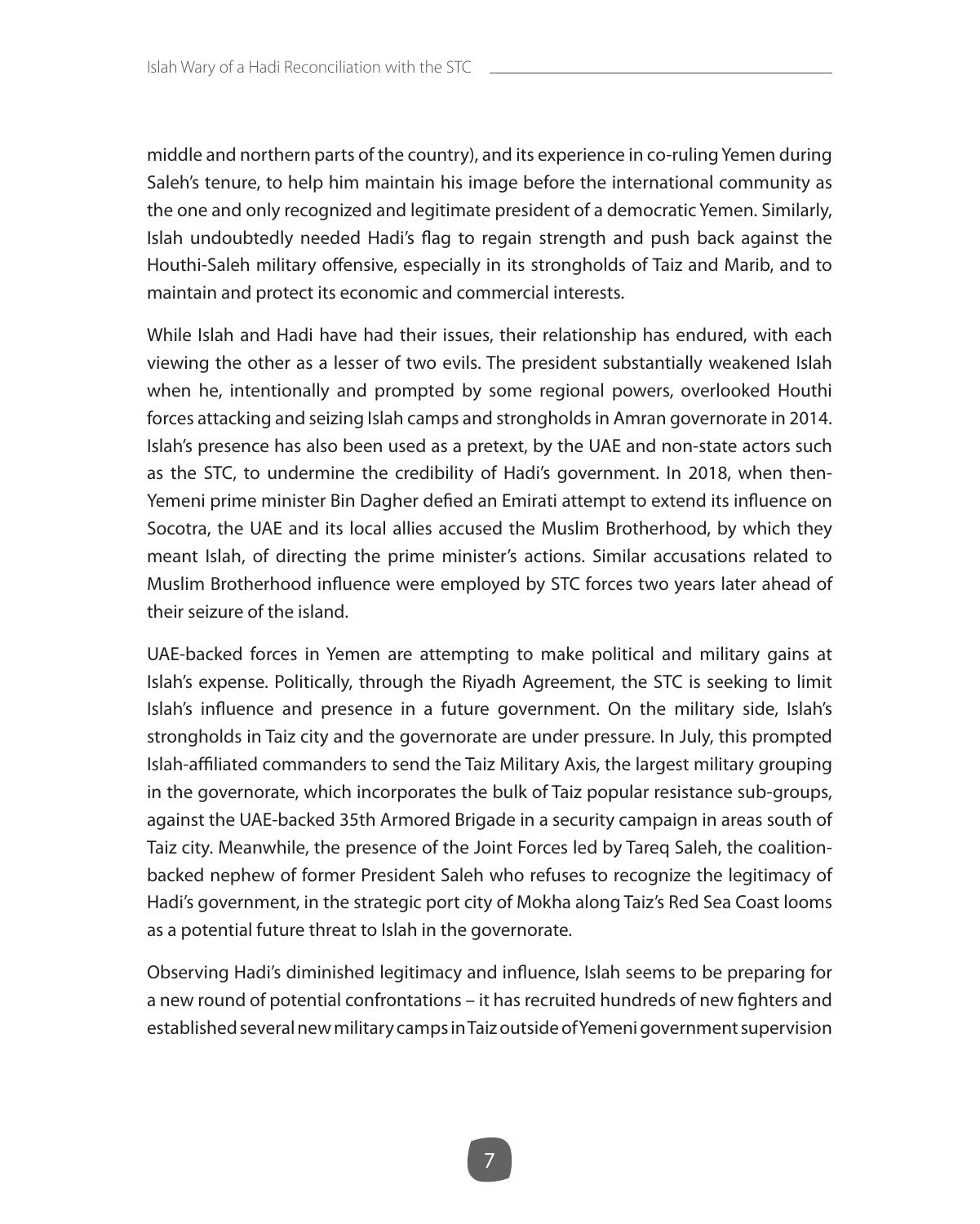middle and northern parts of the country), and its experience in co-ruling Yemen during Saleh's tenure, to help him maintain his image before the international community as the one and only recognized and legitimate president of a democratic Yemen. Similarly, Islah undoubtedly needed Hadi's flag to regain strength and push back against the Houthi-Saleh military offensive, especially in its strongholds of Taiz and Marib, and to maintain and protect its economic and commercial interests.

While Islah and Hadi have had their issues, their relationship has endured, with each viewing the other as a lesser of two evils. The president substantially weakened Islah when he, intentionally and prompted by some regional powers, overlooked Houthi forces attacking and seizing Islah camps and strongholds in Amran governorate in 2014. Islah's presence has also been used as a pretext, by the UAE and non-state actors such as the STC, to undermine the credibility of Hadi's government. In 2018, when then-Yemeni prime minister Bin Dagher defied an Emirati attempt to extend its influence on Socotra, the UAE and its local allies accused the Muslim Brotherhood, by which they meant Islah, of directing the prime minister's actions. Similar accusations related to Muslim Brotherhood influence were employed by STC forces two years later ahead of their seizure of the island.

UAE-backed forces in Yemen are attempting to make political and military gains at Islah's expense. Politically, through the Riyadh Agreement, the STC is seeking to limit Islah's influence and presence in a future government. On the military side, Islah's strongholds in Taiz city and the governorate are under pressure. In July, this prompted Islah-affiliated commanders to send the Taiz Military Axis, the largest military grouping in the governorate, which incorporates the bulk of Taiz popular resistance sub-groups, against the UAE-backed 35th Armored Brigade in a security campaign in areas south of Taiz city. Meanwhile, the presence of the Joint Forces led by Tareq Saleh, the coalition-backed nephew of former President Saleh who refuses to recognize the legitimacy of Hadi's government, in the strategic port city of Mokha along Taiz's Red Sea Coast looms as a potential future threat to Islah in the governorate.

Observing Hadi's diminished legitimacy and influence, Islah seems to be preparing for a new round of potential confrontations – it has recruited hundreds of new fighters and established several new military camps in Taiz outside of Yemeni government supervision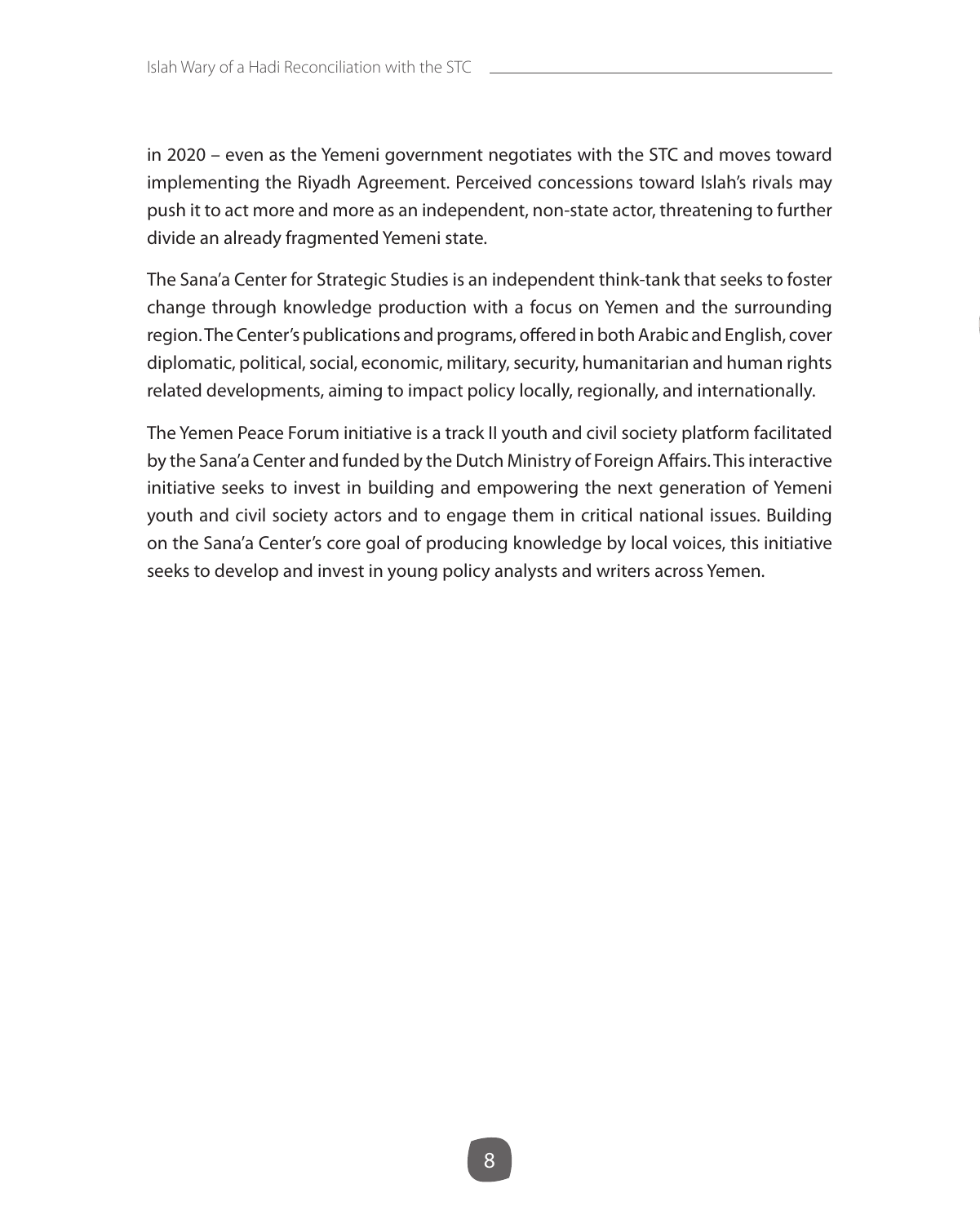in 2020 – even as the Yemeni government negotiates with the STC and moves toward implementing the Riyadh Agreement. Perceived concessions toward Islah's rivals may push it to act more and more as an independent, non-state actor, threatening to further divide an already fragmented Yemeni state.

The Sana'a Center for Strategic Studies is an independent think-tank that seeks to foster change through knowledge production with a focus on Yemen and the surrounding region. The Center's publications and programs, offered in both Arabic and English, cover diplomatic, political, social, economic, military, security, humanitarian and human rights related developments, aiming to impact policy locally, regionally, and internationally.

The Yemen Peace Forum initiative is a track II youth and civil society platform facilitated by the Sana'a Center and funded by the Dutch Ministry of Foreign Affairs. This interactive initiative seeks to invest in building and empowering the next generation of Yemeni youth and civil society actors and to engage them in critical national issues. Building on the Sana'a Center's core goal of producing knowledge by local voices, this initiative seeks to develop and invest in young policy analysts and writers across Yemen.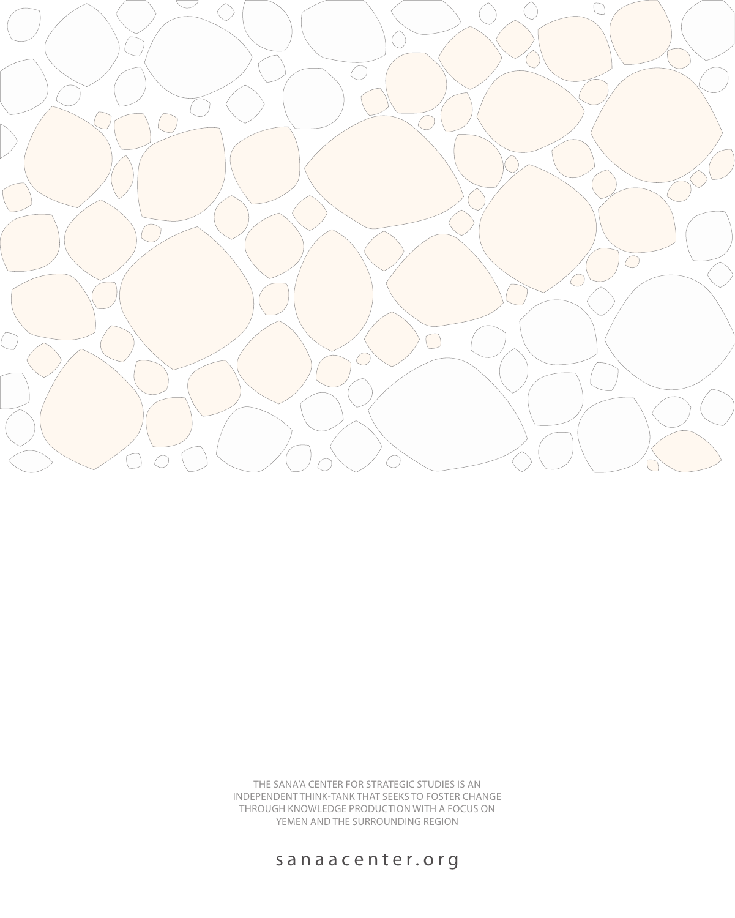THE SANA'A CENTER FOR STRATEGIC STUDIES IS AN INDEPENDENT THINK-TANK THAT SEEKS TO FOSTER CHANGE THROUGH KNOWLEDGE PRODUCTION WITH A FOCUS ON YEMEN AND THE SURROUNDING REGION

sanaacenter.org